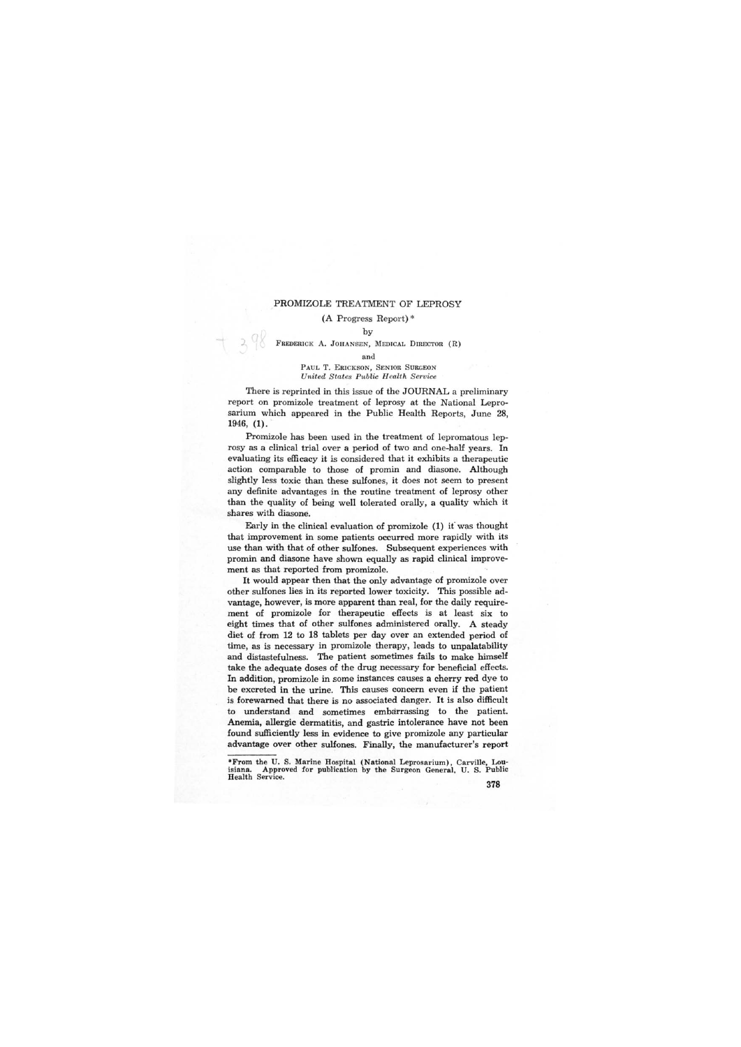# PROMIZOLE TREATMENT OF LEPROSY

(A Progress Report)*

by

FREDERICK A. JOHANSEN, MEDICAL DIRECTOR (R)

and

PAUL T. ERICKSON, SENIOR SURGEON
*United States Public Health Service*

There is reprinted in this issue of the JOURNAL a preliminary report on promizole treatment of leprosy at the National Leprosarium which appeared in the Public Health Reports, June 28, 1946, (1).

Promizole has been used in the treatment of lepromatous leprosy as a clinical trial over a period of two and one-half years. In evaluating its efficacy it is considered that it exhibits a therapeutic action comparable to those of promin and diasone. Although slightly less toxic than these sulfones, it does not seem to present any definite advantages in the routine treatment of leprosy other than the quality of being well tolerated orally, a quality which it shares with diasone.

Early in the clinical evaluation of promizole (1) it was thought that improvement in some patients occurred more rapidly with its use than with that of other sulfones. Subsequent experiences with promin and diasone have shown equally as rapid clinical improvement as that reported from promizole.

It would appear then that the only advantage of promizole over other sulfones lies in its reported lower toxicity. This possible advantage, however, is more apparent than real, for the daily requirement of promizole for therapeutic effects is at least six to eight times that of other sulfones administered orally. A steady diet of from 12 to 18 tablets per day over an extended period of time, as is necessary in promizole therapy, leads to unpalatability and distastefulness. The patient sometimes fails to make himself take the adequate doses of the drug necessary for beneficial effects. In addition, promizole in some instances causes a cherry red dye to be excreted in the urine. This causes concern even if the patient is forewarned that there is no associated danger. It is also difficult to understand and sometimes embarrassing to the patient. Anemia, allergic dermatitis, and gastric intolerance have not been found sufficiently less in evidence to give promizole any particular advantage over other sulfones. Finally, the manufacturer's report

*From the U. S. Marine Hospital (National Leprosarium), Carville, Louisiana. Approved for publication by the Surgeon General, U. S. Public Health Service.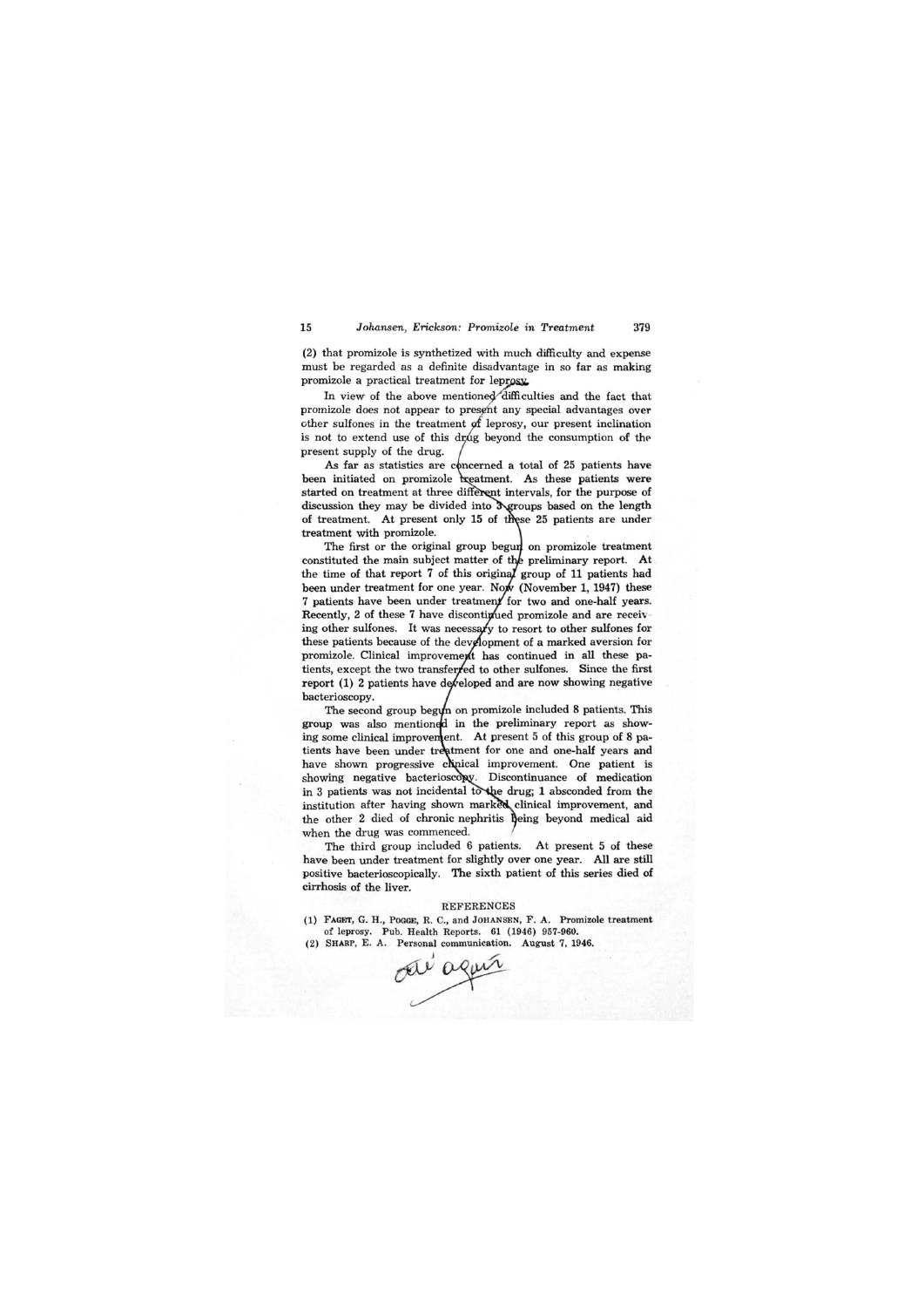(2) that promizole is synthetized with much difficulty and expense must be regarded as a definite disadvantage in so far as making promizole a practical treatment for leprosy.

In view of the above mentioned difficulties and the fact that promizole does not appear to present any special advantages over other sulfones in the treatment of leprosy, our present inclination is not to extend use of this drug beyond the consumption of the present supply of the drug.

As far as statistics are concerned a total of 25 patients have been initiated on promizole treatment. As these patients were started on treatment at three different intervals, for the purpose of discussion they may be divided into 3 groups based on the length of treatment. At present only 15 of these 25 patients are under treatment with promizole.

The first or the original group begun on promizole treatment constituted the main subject matter of the preliminary report. At the time of that report 7 of this original group of 11 patients had been under treatment for one year. Now (November 1, 1947) these 7 patients have been under treatment for two and one-half years. Recently, 2 of these 7 have discontinued promizole and are receiving other sulfones. It was necessary to resort to other sulfones for these patients because of the development of a marked aversion for promizole. Clinical improvement has continued in all these patients, except the two transferred to other sulfones. Since the first report (1) 2 patients have developed and are now showing negative bacterioscopy.

The second group begun on promizole included 8 patients. This group was also mentioned in the preliminary report as showing some clinical improvement. At present 5 of this group of 8 patients have been under treatment for one and one-half years and have shown progressive clinical improvement. One patient is showing negative bacterioscopy. Discontinuance of medication in 3 patients was not incidental to the drug; 1 absconded from the institution after having shown marked clinical improvement, and the other 2 died of chronic nephritis being beyond medical aid when the drug was commenced.

The third group included 6 patients. At present 5 of these have been under treatment for slightly over one year. All are still positive bacterioscopically. The sixth patient of this series died of cirrhosis of the liver.

## REFERENCES

(1) Faget, G. H., Pogge, R. C., and Johansen, F. A. Promizole treatment of leprosy. Pub. Health Reports. 61 (1946) 957-960.

(2) Sharp, E. A. Personal communication. August 7, 1946.

até aqui